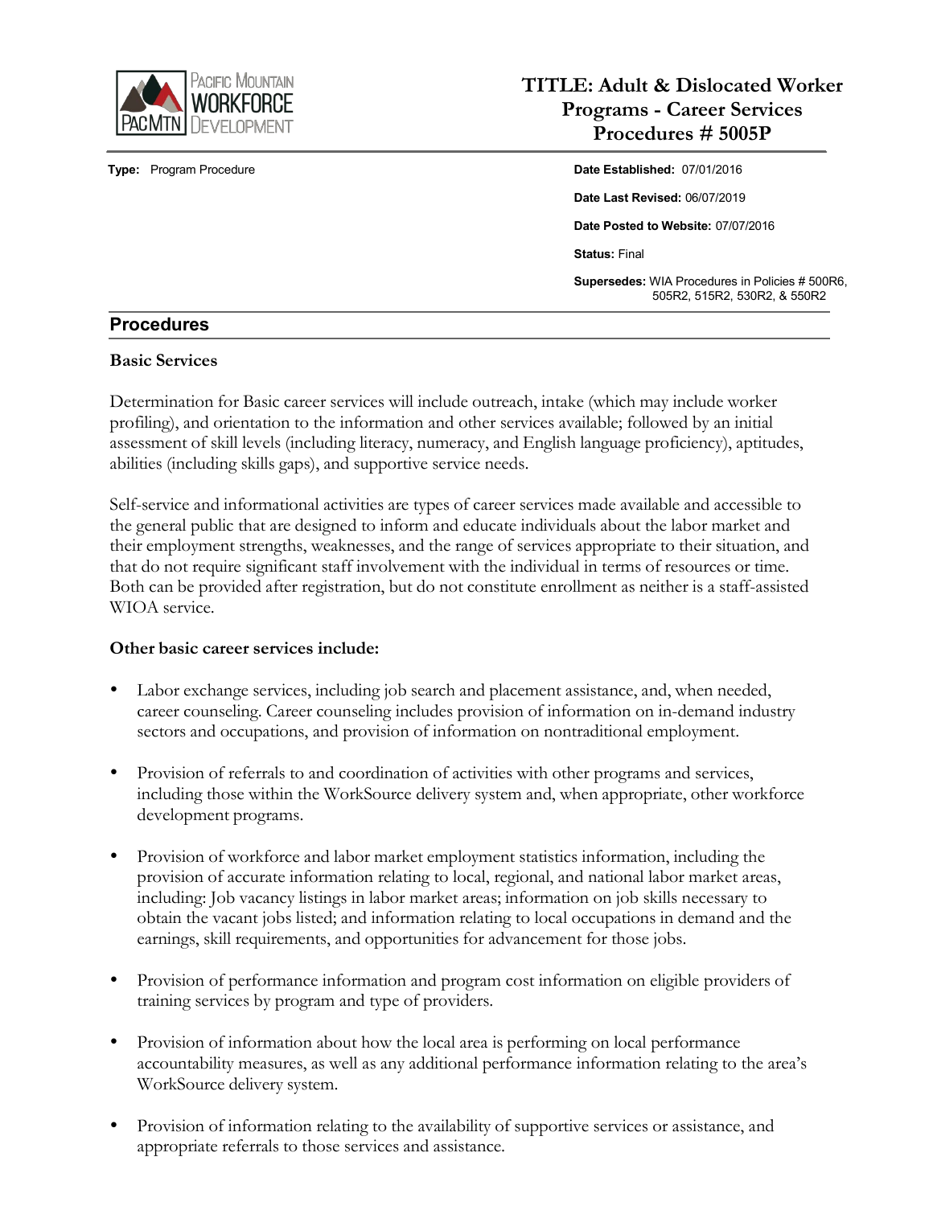# TITLE: Adult & Dislocated Worker Programs - Career Services Procedures # 5005P

**Type:** Program Procedure

**Date Established:** 07/01/2016

**Date Last Revised:** 06/07/2019

**Date Posted to Website:** 07/07/2016

**Status:** Final

**Supersedes:** WIA Procedures in Policies # 500R6, 505R2, 515R2, 530R2, & 550R2

## Procedures

### Basic Services

Determination for Basic career services will include outreach, intake (which may include worker profiling), and orientation to the information and other services available; followed by an initial assessment of skill levels (including literacy, numeracy, and English language proficiency), aptitudes, abilities (including skills gaps), and supportive service needs.

Self-service and informational activities are types of career services made available and accessible to the general public that are designed to inform and educate individuals about the labor market and their employment strengths, weaknesses, and the range of services appropriate to their situation, and that do not require significant staff involvement with the individual in terms of resources or time. Both can be provided after registration, but do not constitute enrollment as neither is a staff-assisted WIOA service.

**Other basic career services include:**

- Labor exchange services, including job search and placement assistance, and, when needed, career counseling. Career counseling includes provision of information on in-demand industry sectors and occupations, and provision of information on nontraditional employment.
- Provision of referrals to and coordination of activities with other programs and services, including those within the WorkSource delivery system and, when appropriate, other workforce development programs.
- Provision of workforce and labor market employment statistics information, including the provision of accurate information relating to local, regional, and national labor market areas, including: Job vacancy listings in labor market areas; information on job skills necessary to obtain the vacant jobs listed; and information relating to local occupations in demand and the earnings, skill requirements, and opportunities for advancement for those jobs.
- Provision of performance information and program cost information on eligible providers of training services by program and type of providers.
- Provision of information about how the local area is performing on local performance accountability measures, as well as any additional performance information relating to the area's WorkSource delivery system.
- Provision of information relating to the availability of supportive services or assistance, and appropriate referrals to those services and assistance.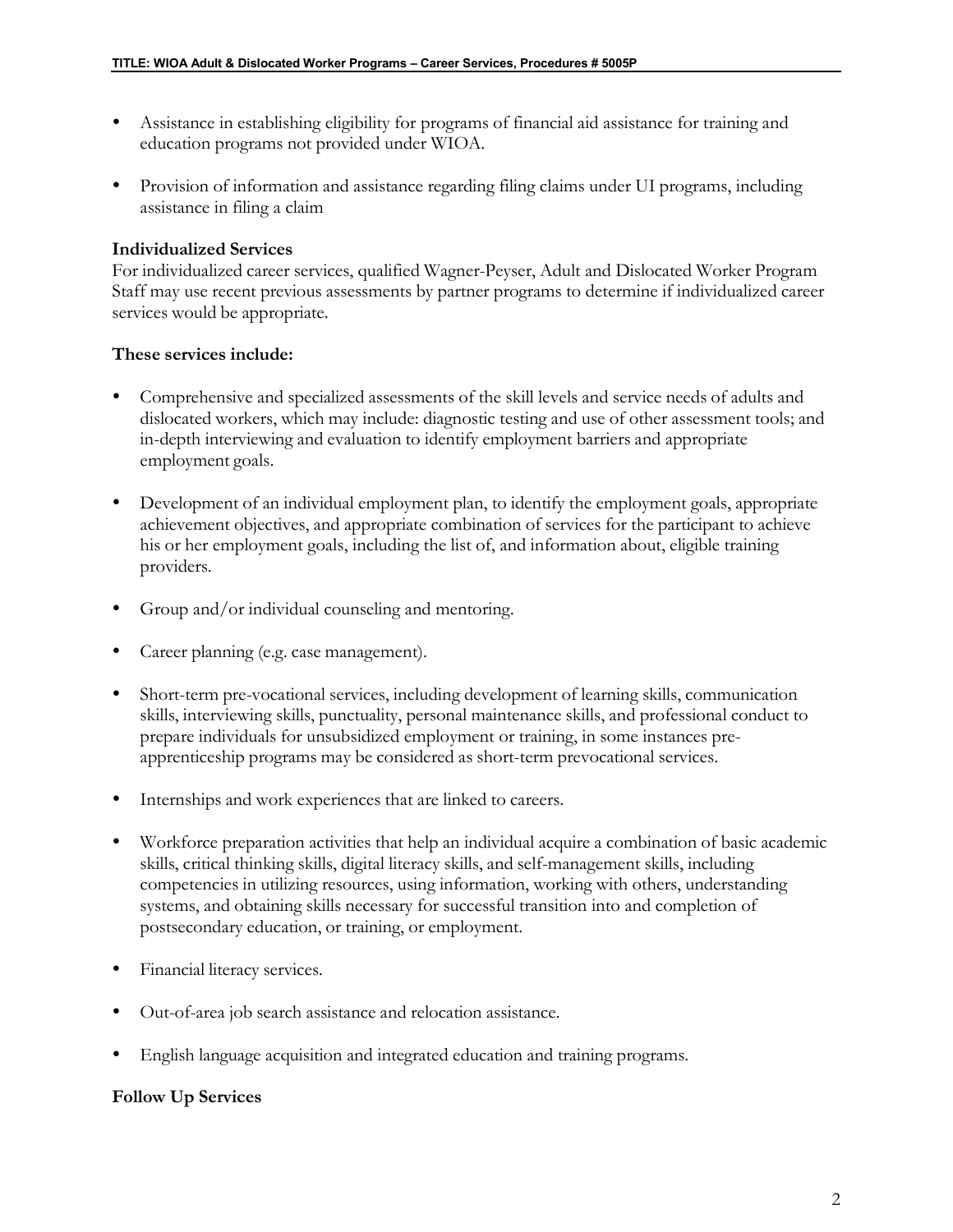- Assistance in establishing eligibility for programs of financial aid assistance for training and education programs not provided under WIOA.

- Provision of information and assistance regarding filing claims under UI programs, including assistance in filing a claim

**Individualized Services**
For individualized career services, qualified Wagner-Peyser, Adult and Dislocated Worker Program Staff may use recent previous assessments by partner programs to determine if individualized career services would be appropriate.

**These services include:**

- Comprehensive and specialized assessments of the skill levels and service needs of adults and dislocated workers, which may include: diagnostic testing and use of other assessment tools; and in-depth interviewing and evaluation to identify employment barriers and appropriate employment goals.

- Development of an individual employment plan, to identify the employment goals, appropriate achievement objectives, and appropriate combination of services for the participant to achieve his or her employment goals, including the list of, and information about, eligible training providers.

- Group and/or individual counseling and mentoring.

- Career planning (e.g. case management).

- Short-term pre-vocational services, including development of learning skills, communication skills, interviewing skills, punctuality, personal maintenance skills, and professional conduct to prepare individuals for unsubsidized employment or training, in some instances pre-apprenticeship programs may be considered as short-term prevocational services.

- Internships and work experiences that are linked to careers.

- Workforce preparation activities that help an individual acquire a combination of basic academic skills, critical thinking skills, digital literacy skills, and self-management skills, including competencies in utilizing resources, using information, working with others, understanding systems, and obtaining skills necessary for successful transition into and completion of postsecondary education, or training, or employment.

- Financial literacy services.

- Out-of-area job search assistance and relocation assistance.

- English language acquisition and integrated education and training programs.

**Follow Up Services**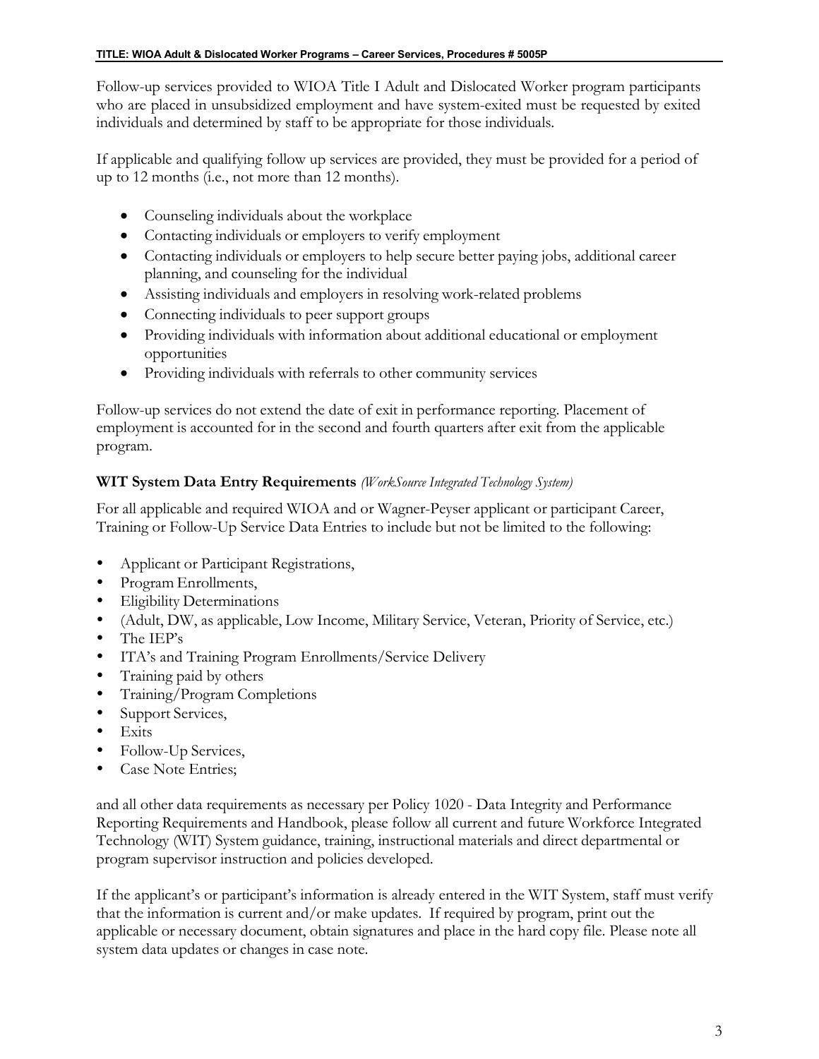Follow-up services provided to WIOA Title I Adult and Dislocated Worker program participants who are placed in unsubsidized employment and have system-exited must be requested by exited individuals and determined by staff to be appropriate for those individuals.

If applicable and qualifying follow up services are provided, they must be provided for a period of up to 12 months (i.e., not more than 12 months).

- Counseling individuals about the workplace
- Contacting individuals or employers to verify employment
- Contacting individuals or employers to help secure better paying jobs, additional career planning, and counseling for the individual
- Assisting individuals and employers in resolving work-related problems
- Connecting individuals to peer support groups
- Providing individuals with information about additional educational or employment opportunities
- Providing individuals with referrals to other community services

Follow-up services do not extend the date of exit in performance reporting. Placement of employment is accounted for in the second and fourth quarters after exit from the applicable program.

**WIT System Data Entry Requirements** *(WorkSource Integrated Technology System)*

For all applicable and required WIOA and or Wagner-Peyser applicant or participant Career, Training or Follow-Up Service Data Entries to include but not be limited to the following:

- Applicant or Participant Registrations,
- Program Enrollments,
- Eligibility Determinations
- (Adult, DW, as applicable, Low Income, Military Service, Veteran, Priority of Service, etc.)
- The IEP's
- ITA's and Training Program Enrollments/Service Delivery
- Training paid by others
- Training/Program Completions
- Support Services,
- Exits
- Follow-Up Services,
- Case Note Entries;

and all other data requirements as necessary per Policy 1020 - Data Integrity and Performance Reporting Requirements and Handbook, please follow all current and future Workforce Integrated Technology (WIT) System guidance, training, instructional materials and direct departmental or program supervisor instruction and policies developed.

If the applicant's or participant's information is already entered in the WIT System, staff must verify that the information is current and/or make updates. If required by program, print out the applicable or necessary document, obtain signatures and place in the hard copy file. Please note all system data updates or changes in case note.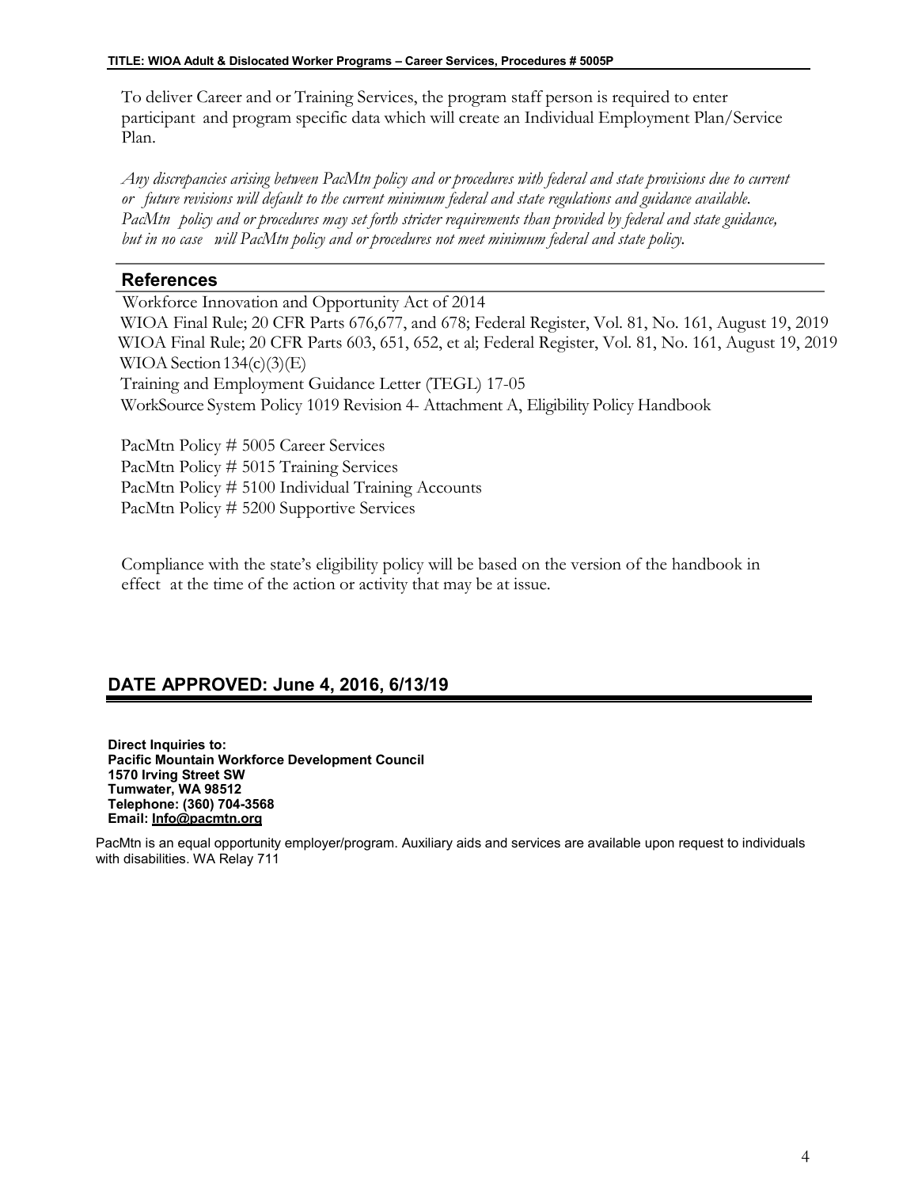To deliver Career and or Training Services, the program staff person is required to enter participant and program specific data which will create an Individual Employment Plan/Service Plan.

*Any discrepancies arising between PacMtn policy and or procedures with federal and state provisions due to current or future revisions will default to the current minimum federal and state regulations and guidance available. PacMtn policy and or procedures may set forth stricter requirements than provided by federal and state guidance, but in no case will PacMtn policy and or procedures not meet minimum federal and state policy.*

## References

Workforce Innovation and Opportunity Act of 2014
WIOA Final Rule; 20 CFR Parts 676,677, and 678; Federal Register, Vol. 81, No. 161, August 19, 2019
WIOA Final Rule; 20 CFR Parts 603, 651, 652, et al; Federal Register, Vol. 81, No. 161, August 19, 2019
WIOA Section 134(c)(3)(E)
Training and Employment Guidance Letter (TEGL) 17-05
WorkSource System Policy 1019 Revision 4- Attachment A, Eligibility Policy Handbook

PacMtn Policy # 5005 Career Services
PacMtn Policy # 5015 Training Services
PacMtn Policy # 5100 Individual Training Accounts
PacMtn Policy # 5200 Supportive Services

Compliance with the state's eligibility policy will be based on the version of the handbook in effect at the time of the action or activity that may be at issue.

## DATE APPROVED: June 4, 2016, 6/13/19

**Direct Inquiries to:**
**Pacific Mountain Workforce Development Council**
**1570 Irving Street SW**
**Tumwater, WA 98512**
**Telephone: (360) 704-3568**
**Email: Info@pacmtn.org**

PacMtn is an equal opportunity employer/program. Auxiliary aids and services are available upon request to individuals with disabilities. WA Relay 711